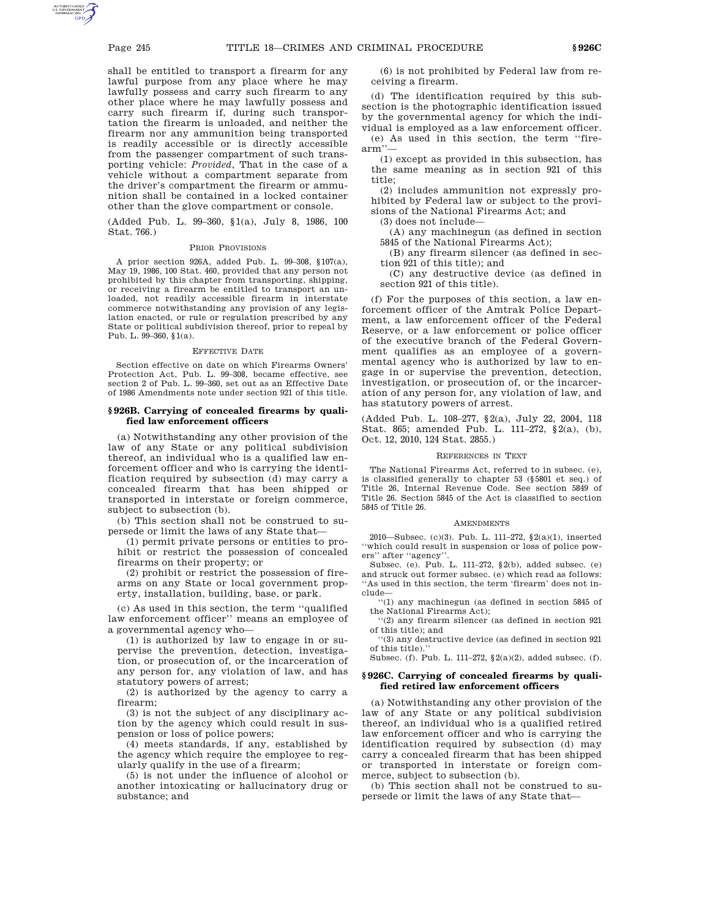shall be entitled to transport a firearm for any lawful purpose from any place where he may lawfully possess and carry such firearm to any other place where he may lawfully possess and carry such firearm if, during such transportation the firearm is unloaded, and neither the firearm nor any ammunition being transported is readily accessible or is directly accessible from the passenger compartment of such transporting vehicle: *Provided*, That in the case of a vehicle without a compartment separate from the driver's compartment the firearm or ammunition shall be contained in a locked container other than the glove compartment or console.

(Added Pub. L. 99–360, §1(a), July 8, 1986, 100 Stat. 766.)

PRIOR PROVISIONS

A prior section 926A, added Pub. L. 99–308, §107(a), May 19, 1986, 100 Stat. 460, provided that any person not prohibited by this chapter from transporting, shipping, or receiving a firearm be entitled to transport an unloaded, not readily accessible firearm in interstate commerce notwithstanding any provision of any legislation enacted, or rule or regulation prescribed by any State or political subdivision thereof, prior to repeal by Pub. L. 99–360, §1(a).

EFFECTIVE DATE

Section effective on date on which Firearms Owners' Protection Act, Pub. L. 99–308, became effective, see section 2 of Pub. L. 99–360, set out as an Effective Date of 1986 Amendments note under section 921 of this title.

## §926B. Carrying of concealed firearms by qualified law enforcement officers

(a) Notwithstanding any other provision of the law of any State or any political subdivision thereof, an individual who is a qualified law enforcement officer and who is carrying the identification required by subsection (d) may carry a concealed firearm that has been shipped or transported in interstate or foreign commerce, subject to subsection (b).

(b) This section shall not be construed to supersede or limit the laws of any State that—

(1) permit private persons or entities to prohibit or restrict the possession of concealed firearms on their property; or

(2) prohibit or restrict the possession of firearms on any State or local government property, installation, building, base, or park.

(c) As used in this section, the term ''qualified law enforcement officer'' means an employee of a governmental agency who—

(1) is authorized by law to engage in or supervise the prevention, detection, investigation, or prosecution of, or the incarceration of any person for, any violation of law, and has statutory powers of arrest;

(2) is authorized by the agency to carry a firearm;

(3) is not the subject of any disciplinary action by the agency which could result in suspension or loss of police powers;

(4) meets standards, if any, established by the agency which require the employee to regularly qualify in the use of a firearm;

(5) is not under the influence of alcohol or another intoxicating or hallucinatory drug or substance; and

(6) is not prohibited by Federal law from receiving a firearm.

(d) The identification required by this subsection is the photographic identification issued by the governmental agency for which the individual is employed as a law enforcement officer.

(e) As used in this section, the term ''firearm''—

(1) except as provided in this subsection, has the same meaning as in section 921 of this title;

(2) includes ammunition not expressly prohibited by Federal law or subject to the provisions of the National Firearms Act; and

(3) does not include—

(A) any machinegun (as defined in section 5845 of the National Firearms Act);

(B) any firearm silencer (as defined in section 921 of this title); and

(C) any destructive device (as defined in section 921 of this title).

(f) For the purposes of this section, a law enforcement officer of the Amtrak Police Department, a law enforcement officer of the Federal Reserve, or a law enforcement or police officer of the executive branch of the Federal Government qualifies as an employee of a governmental agency who is authorized by law to engage in or supervise the prevention, detection, investigation, or prosecution of, or the incarceration of any person for, any violation of law, and has statutory powers of arrest.

(Added Pub. L. 108–277, §2(a), July 22, 2004, 118 Stat. 865; amended Pub. L. 111–272, §2(a), (b), Oct. 12, 2010, 124 Stat. 2855.)

REFERENCES IN TEXT

The National Firearms Act, referred to in subsec. (e), is classified generally to chapter 53 (§5801 et seq.) of Title 26, Internal Revenue Code. See section 5849 of Title 26. Section 5845 of the Act is classified to section 5845 of Title 26.

AMENDMENTS

2010—Subsec. (c)(3). Pub. L. 111–272, §2(a)(1), inserted ''which could result in suspension or loss of police powers'' after ''agency''.

Subsec. (e). Pub. L. 111–272, §2(b), added subsec. (e) and struck out former subsec. (e) which read as follows: ''As used in this section, the term 'firearm' does not include—

''(1) any machinegun (as defined in section 5845 of the National Firearms Act);

''(2) any firearm silencer (as defined in section 921 of this title); and

''(3) any destructive device (as defined in section 921 of this title).''

Subsec. (f). Pub. L. 111–272, §2(a)(2), added subsec. (f).

## §926C. Carrying of concealed firearms by qualified retired law enforcement officers

(a) Notwithstanding any other provision of the law of any State or any political subdivision thereof, an individual who is a qualified retired law enforcement officer and who is carrying the identification required by subsection (d) may carry a concealed firearm that has been shipped or transported in interstate or foreign commerce, subject to subsection (b).

(b) This section shall not be construed to supersede or limit the laws of any State that—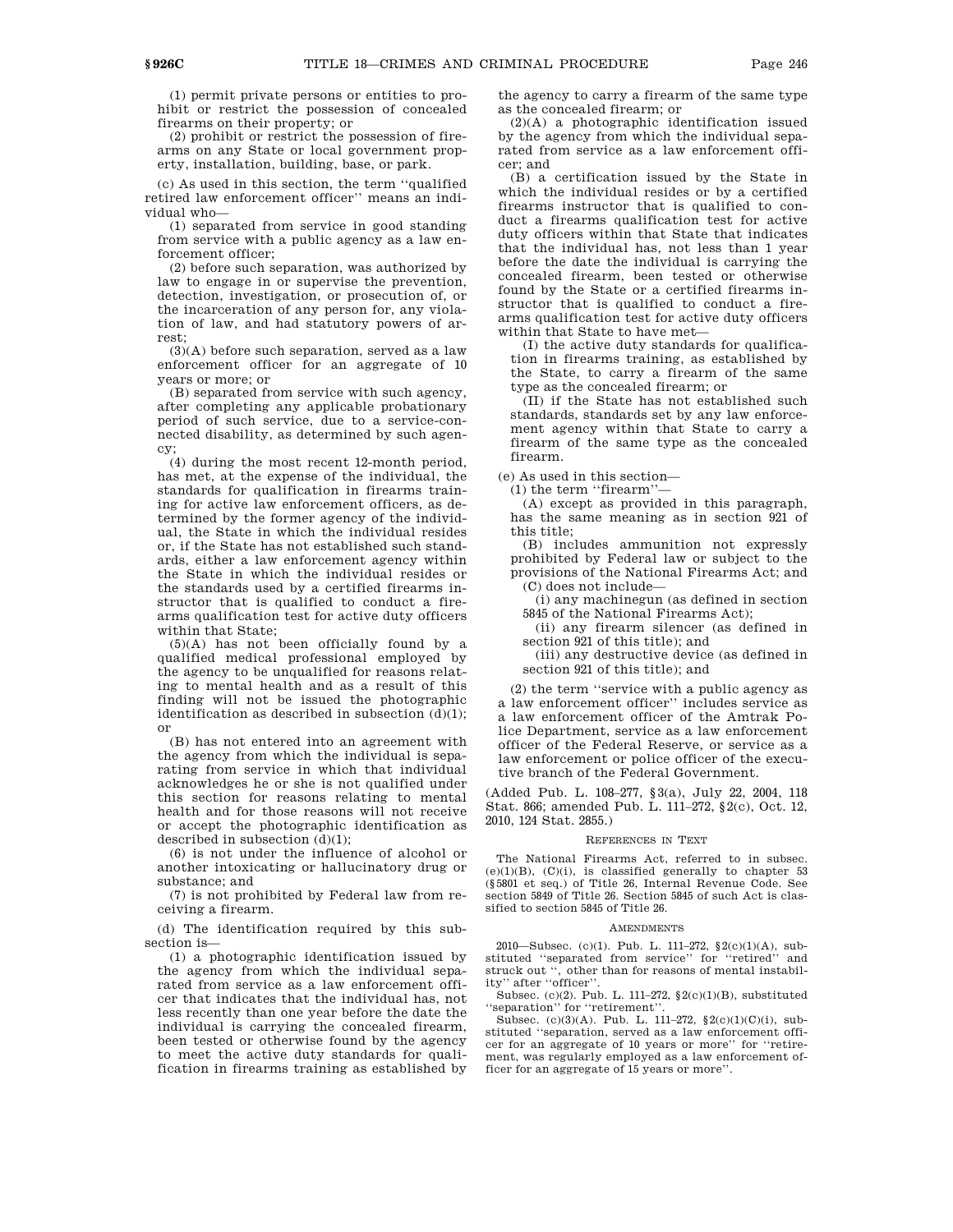(1) permit private persons or entities to prohibit or restrict the possession of concealed firearms on their property; or

(2) prohibit or restrict the possession of firearms on any State or local government property, installation, building, base, or park.

(c) As used in this section, the term ''qualified retired law enforcement officer'' means an individual who—

(1) separated from service in good standing from service with a public agency as a law enforcement officer;

(2) before such separation, was authorized by law to engage in or supervise the prevention, detection, investigation, or prosecution of, or the incarceration of any person for, any violation of law, and had statutory powers of arrest;

(3)(A) before such separation, served as a law enforcement officer for an aggregate of 10 years or more; or

(B) separated from service with such agency, after completing any applicable probationary period of such service, due to a service-connected disability, as determined by such agency;

(4) during the most recent 12-month period, has met, at the expense of the individual, the standards for qualification in firearms training for active law enforcement officers, as determined by the former agency of the individual, the State in which the individual resides or, if the State has not established such standards, either a law enforcement agency within the State in which the individual resides or the standards used by a certified firearms instructor that is qualified to conduct a firearms qualification test for active duty officers within that State;

(5)(A) has not been officially found by a qualified medical professional employed by the agency to be unqualified for reasons relating to mental health and as a result of this finding will not be issued the photographic identification as described in subsection (d)(1); or

(B) has not entered into an agreement with the agency from which the individual is separating from service in which that individual acknowledges he or she is not qualified under this section for reasons relating to mental health and for those reasons will not receive or accept the photographic identification as described in subsection (d)(1);

(6) is not under the influence of alcohol or another intoxicating or hallucinatory drug or substance; and

(7) is not prohibited by Federal law from receiving a firearm.

(d) The identification required by this subsection is—

(1) a photographic identification issued by the agency from which the individual separated from service as a law enforcement officer that indicates that the individual has, not less recently than one year before the date the individual is carrying the concealed firearm, been tested or otherwise found by the agency to meet the active duty standards for qualification in firearms training as established by the agency to carry a firearm of the same type as the concealed firearm; or

(2)(A) a photographic identification issued by the agency from which the individual separated from service as a law enforcement officer; and

(B) a certification issued by the State in which the individual resides or by a certified firearms instructor that is qualified to conduct a firearms qualification test for active duty officers within that State that indicates that the individual has, not less than 1 year before the date the individual is carrying the concealed firearm, been tested or otherwise found by the State or a certified firearms instructor that is qualified to conduct a firearms qualification test for active duty officers within that State to have met—

(I) the active duty standards for qualification in firearms training, as established by the State, to carry a firearm of the same type as the concealed firearm; or

(II) if the State has not established such standards, standards set by any law enforcement agency within that State to carry a firearm of the same type as the concealed firearm.

(e) As used in this section—

(1) the term ''firearm''—

(A) except as provided in this paragraph, has the same meaning as in section 921 of this title;

(B) includes ammunition not expressly prohibited by Federal law or subject to the provisions of the National Firearms Act; and

(C) does not include—

(i) any machinegun (as defined in section 5845 of the National Firearms Act);

(ii) any firearm silencer (as defined in section 921 of this title); and

(iii) any destructive device (as defined in section 921 of this title); and

(2) the term ''service with a public agency as a law enforcement officer'' includes service as a law enforcement officer of the Amtrak Police Department, service as a law enforcement officer of the Federal Reserve, or service as a law enforcement or police officer of the executive branch of the Federal Government.

(Added Pub. L. 108–277, §3(a), July 22, 2004, 118 Stat. 866; amended Pub. L. 111–272, §2(c), Oct. 12, 2010, 124 Stat. 2855.)

### REFERENCES IN TEXT

The National Firearms Act, referred to in subsec. (e)(1)(B), (C)(i), is classified generally to chapter 53 (§5801 et seq.) of Title 26, Internal Revenue Code. See section 5849 of Title 26. Section 5845 of such Act is classified to section 5845 of Title 26.

### AMENDMENTS

2010—Subsec. (c)(1). Pub. L. 111–272, §2(c)(1)(A), substituted ''separated from service'' for ''retired'' and struck out '', other than for reasons of mental instability'' after ''officer''.

Subsec. (c)(2). Pub. L. 111–272, §2(c)(1)(B), substituted ''separation'' for ''retirement''.

Subsec. (c)(3)(A). Pub. L. 111–272, §2(c)(1)(C)(i), substituted ''separation, served as a law enforcement officer for an aggregate of 10 years or more'' for ''retirement, was regularly employed as a law enforcement officer for an aggregate of 15 years or more''.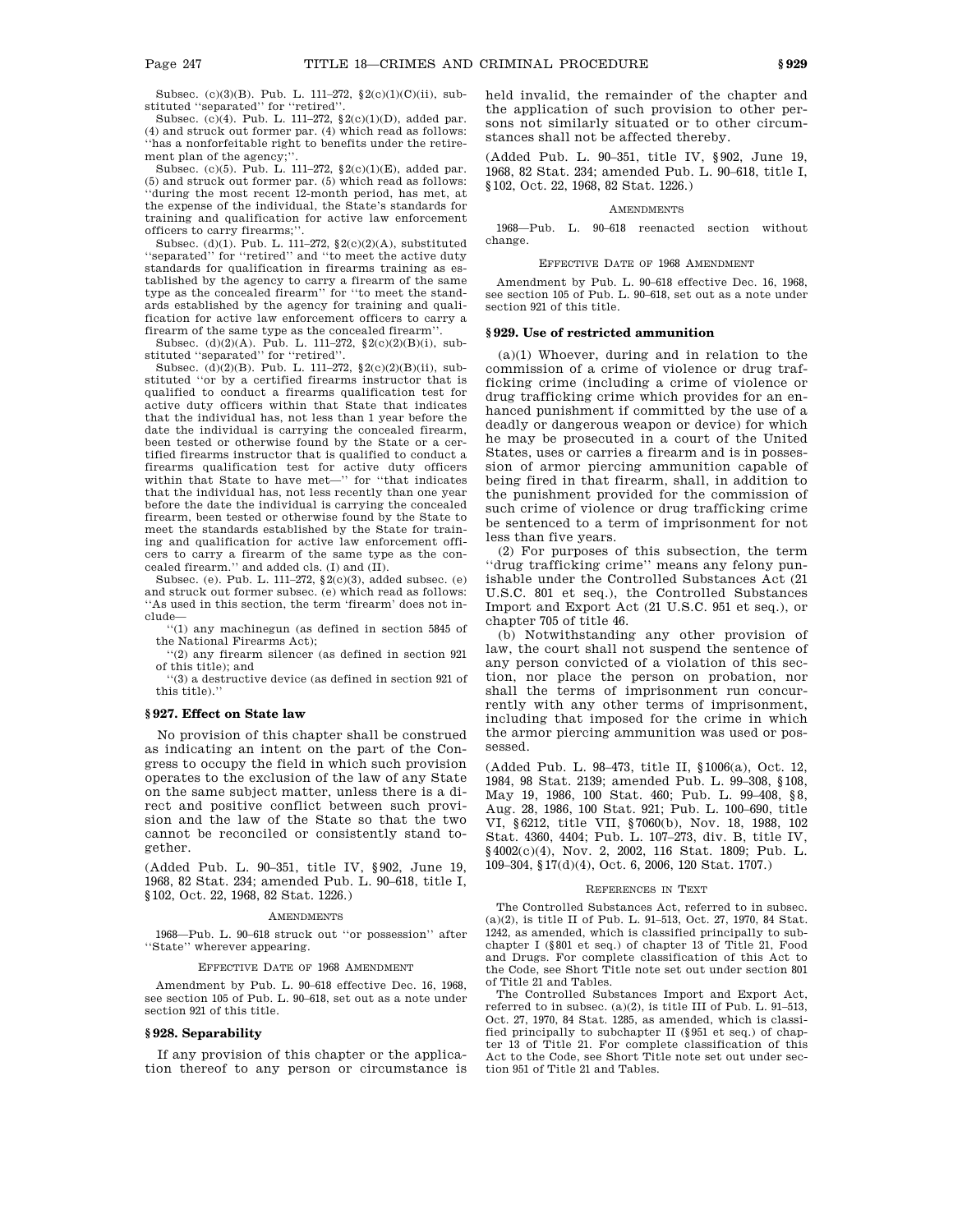Subsec. (c)(3)(B). Pub. L. 111–272, §2(c)(1)(C)(ii), substituted ''separated'' for ''retired''.

Subsec. (c)(4). Pub. L. 111–272, §2(c)(1)(D), added par. (4) and struck out former par. (4) which read as follows: ''has a nonforfeitable right to benefits under the retirement plan of the agency;''.

Subsec. (c)(5). Pub. L. 111–272, §2(c)(1)(E), added par. (5) and struck out former par. (5) which read as follows: ''during the most recent 12-month period, has met, at the expense of the individual, the State's standards for training and qualification for active law enforcement officers to carry firearms;''.

Subsec. (d)(1). Pub. L. 111–272, §2(c)(2)(A), substituted ''separated'' for ''retired'' and ''to meet the active duty standards for qualification in firearms training as established by the agency to carry a firearm of the same type as the concealed firearm'' for ''to meet the standards established by the agency for training and qualification for active law enforcement officers to carry a firearm of the same type as the concealed firearm''.

Subsec. (d)(2)(A). Pub. L. 111–272, §2(c)(2)(B)(i), substituted ''separated'' for ''retired''.

Subsec. (d)(2)(B). Pub. L. 111–272, §2(c)(2)(B)(ii), substituted ''or by a certified firearms instructor that is qualified to conduct a firearms qualification test for active duty officers within that State that indicates that the individual has, not less than 1 year before the date the individual is carrying the concealed firearm, been tested or otherwise found by the State or a certified firearms instructor that is qualified to conduct a firearms qualification test for active duty officers within that State to have met—'' for ''that indicates that the individual has, not less recently than one year before the date the individual is carrying the concealed firearm, been tested or otherwise found by the State to meet the standards established by the State for training and qualification for active law enforcement officers to carry a firearm of the same type as the concealed firearm.'' and added cls. (I) and (II).

Subsec. (e). Pub. L. 111–272, §2(c)(3), added subsec. (e) and struck out former subsec. (e) which read as follows: ''As used in this section, the term 'firearm' does not include—

''(1) any machinegun (as defined in section 5845 of the National Firearms Act);

''(2) any firearm silencer (as defined in section 921 of this title); and

''(3) a destructive device (as defined in section 921 of this title).''

## §927. Effect on State law

No provision of this chapter shall be construed as indicating an intent on the part of the Congress to occupy the field in which such provision operates to the exclusion of the law of any State on the same subject matter, unless there is a direct and positive conflict between such provision and the law of the State so that the two cannot be reconciled or consistently stand together.

(Added Pub. L. 90–351, title IV, §902, June 19, 1968, 82 Stat. 234; amended Pub. L. 90–618, title I, §102, Oct. 22, 1968, 82 Stat. 1226.)

AMENDMENTS

1968—Pub. L. 90–618 struck out ''or possession'' after ''State'' wherever appearing.

EFFECTIVE DATE OF 1968 AMENDMENT

Amendment by Pub. L. 90–618 effective Dec. 16, 1968, see section 105 of Pub. L. 90–618, set out as a note under section 921 of this title.

## §928. Separability

If any provision of this chapter or the application thereof to any person or circumstance is held invalid, the remainder of the chapter and the application of such provision to other persons not similarly situated or to other circumstances shall not be affected thereby.

(Added Pub. L. 90–351, title IV, §902, June 19, 1968, 82 Stat. 234; amended Pub. L. 90–618, title I, §102, Oct. 22, 1968, 82 Stat. 1226.)

AMENDMENTS

1968—Pub. L. 90–618 reenacted section without change.

EFFECTIVE DATE OF 1968 AMENDMENT

Amendment by Pub. L. 90–618 effective Dec. 16, 1968, see section 105 of Pub. L. 90–618, set out as a note under section 921 of this title.

## §929. Use of restricted ammunition

(a)(1) Whoever, during and in relation to the commission of a crime of violence or drug trafficking crime (including a crime of violence or drug trafficking crime which provides for an enhanced punishment if committed by the use of a deadly or dangerous weapon or device) for which he may be prosecuted in a court of the United States, uses or carries a firearm and is in possession of armor piercing ammunition capable of being fired in that firearm, shall, in addition to the punishment provided for the commission of such crime of violence or drug trafficking crime be sentenced to a term of imprisonment for not less than five years.

(2) For purposes of this subsection, the term ''drug trafficking crime'' means any felony punishable under the Controlled Substances Act (21 U.S.C. 801 et seq.), the Controlled Substances Import and Export Act (21 U.S.C. 951 et seq.), or chapter 705 of title 46.

(b) Notwithstanding any other provision of law, the court shall not suspend the sentence of any person convicted of a violation of this section, nor place the person on probation, nor shall the terms of imprisonment run concurrently with any other terms of imprisonment, including that imposed for the crime in which the armor piercing ammunition was used or possessed.

(Added Pub. L. 98–473, title II, §1006(a), Oct. 12, 1984, 98 Stat. 2139; amended Pub. L. 99–308, §108, May 19, 1986, 100 Stat. 460; Pub. L. 99–408, §8, Aug. 28, 1986, 100 Stat. 921; Pub. L. 100–690, title VI, §6212, title VII, §7060(b), Nov. 18, 1988, 102 Stat. 4360, 4404; Pub. L. 107–273, div. B, title IV, §4002(c)(4), Nov. 2, 2002, 116 Stat. 1809; Pub. L. 109–304, §17(d)(4), Oct. 6, 2006, 120 Stat. 1707.)

REFERENCES IN TEXT

The Controlled Substances Act, referred to in subsec. (a)(2), is title II of Pub. L. 91–513, Oct. 27, 1970, 84 Stat. 1242, as amended, which is classified principally to subchapter I (§801 et seq.) of chapter 13 of Title 21, Food and Drugs. For complete classification of this Act to the Code, see Short Title note set out under section 801 of Title 21 and Tables.

The Controlled Substances Import and Export Act, referred to in subsec. (a)(2), is title III of Pub. L. 91–513, Oct. 27, 1970, 84 Stat. 1285, as amended, which is classified principally to subchapter II (§951 et seq.) of chapter 13 of Title 21. For complete classification of this Act to the Code, see Short Title note set out under section 951 of Title 21 and Tables.